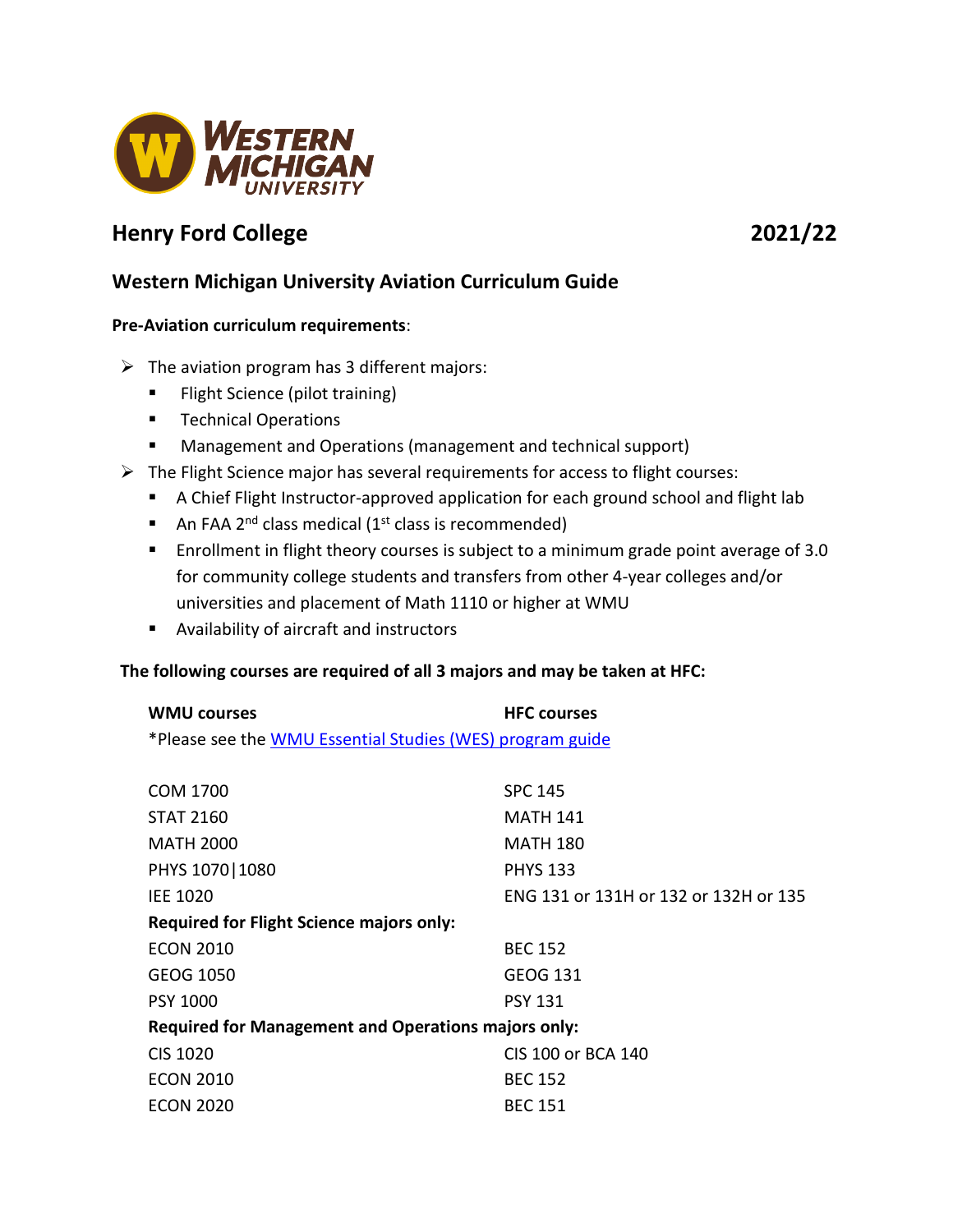# Henry Ford College 2021/22

## Western Michigan University Aviation Curriculum Guide

**Pre-Aviation curriculum requirements**:

- The aviation program has 3 different majors:
  - Flight Science (pilot training)
  - Technical Operations
  - Management and Operations (management and technical support)
- The Flight Science major has several requirements for access to flight courses:
  - A Chief Flight Instructor-approved application for each ground school and flight lab
  - An FAA 2nd class medical (1st class is recommended)
  - Enrollment in flight theory courses is subject to a minimum grade point average of 3.0 for community college students and transfers from other 4-year colleges and/or universities and placement of Math 1110 or higher at WMU
  - Availability of aircraft and instructors

**The following courses are required of all 3 majors and may be taken at HFC:**

| WMU courses | HFC courses |
|---|---|
| *Please see the [WMU Essential Studies (WES) program guide]() | |
| COM 1700 | SPC 145 |
| STAT 2160 | MATH 141 |
| MATH 2000 | MATH 180 |
| PHYS 1070\|1080 | PHYS 133 |
| IEE 1020 | ENG 131 or 131H or 132 or 132H or 135 |
| **Required for Flight Science majors only:** | |
| ECON 2010 | BEC 152 |
| GEOG 1050 | GEOG 131 |
| PSY 1000 | PSY 131 |
| **Required for Management and Operations majors only:** | |
| CIS 1020 | CIS 100 or BCA 140 |
| ECON 2010 | BEC 152 |
| ECON 2020 | BEC 151 |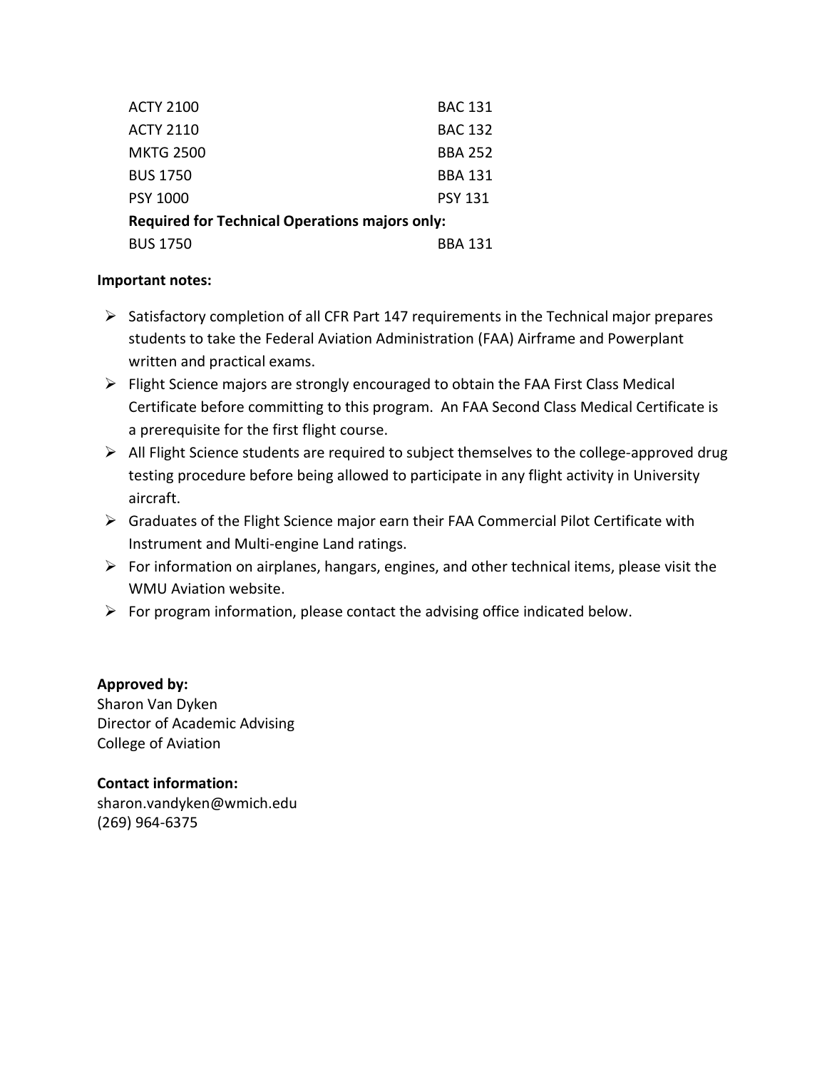| | |
|---|---|
| ACTY 2100 | BAC 131 |
| ACTY 2110 | BAC 132 |
| MKTG 2500 | BBA 252 |
| BUS 1750 | BBA 131 |
| PSY 1000 | PSY 131 |
| **Required for Technical Operations majors only:** | |
| BUS 1750 | BBA 131 |

**Important notes:**

- Satisfactory completion of all CFR Part 147 requirements in the Technical major prepares students to take the Federal Aviation Administration (FAA) Airframe and Powerplant written and practical exams.
- Flight Science majors are strongly encouraged to obtain the FAA First Class Medical Certificate before committing to this program. An FAA Second Class Medical Certificate is a prerequisite for the first flight course.
- All Flight Science students are required to subject themselves to the college-approved drug testing procedure before being allowed to participate in any flight activity in University aircraft.
- Graduates of the Flight Science major earn their FAA Commercial Pilot Certificate with Instrument and Multi-engine Land ratings.
- For information on airplanes, hangars, engines, and other technical items, please visit the WMU Aviation website.
- For program information, please contact the advising office indicated below.

**Approved by:**
Sharon Van Dyken
Director of Academic Advising
College of Aviation

**Contact information:**
sharon.vandyken@wmich.edu
(269) 964-6375